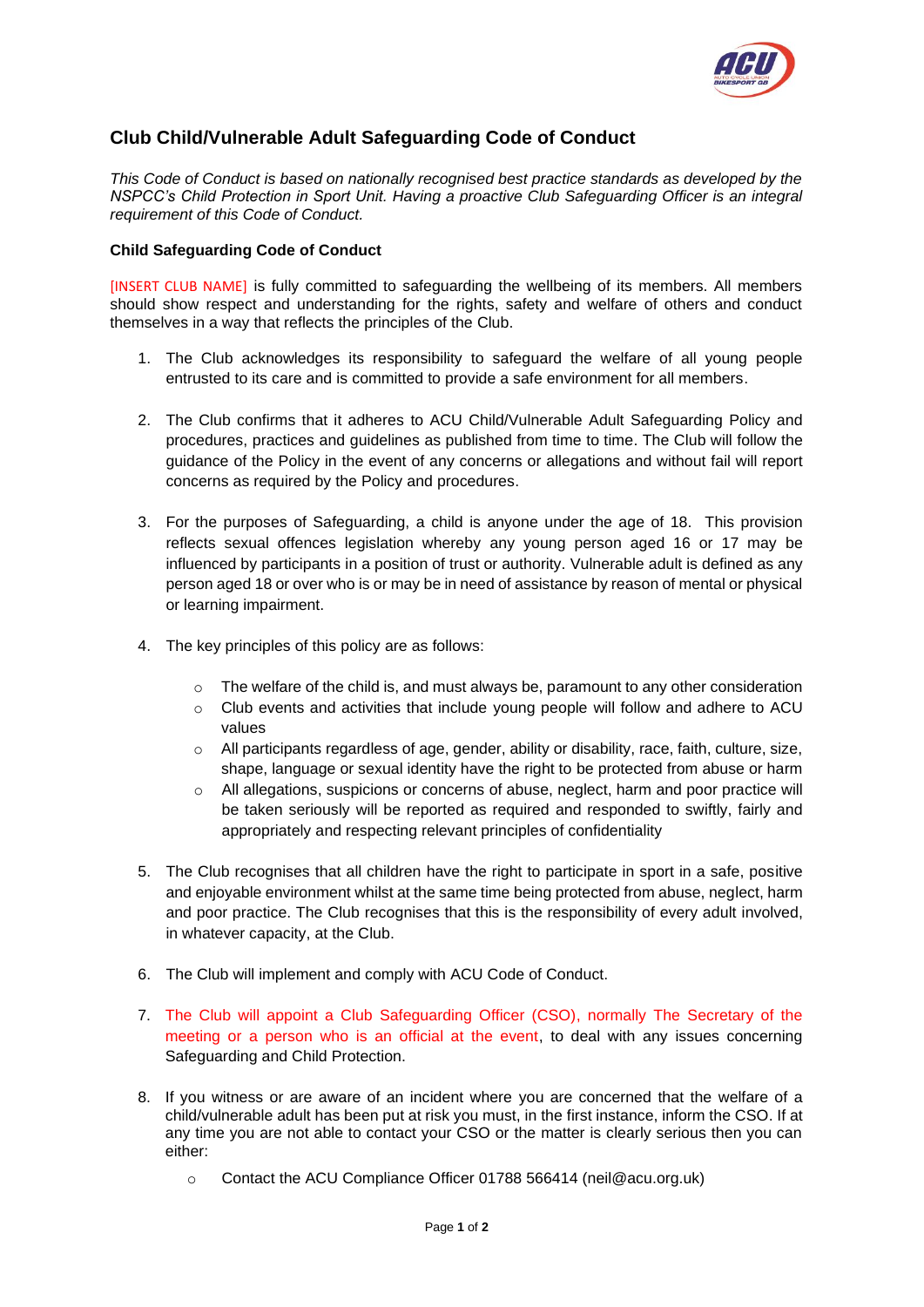## Club Child/Vulnerable Adult Safeguarding Code of Conduct

*This Code of Conduct is based on nationally recognised best practice standards as developed by the NSPCC's Child Protection in Sport Unit. Having a proactive Club Safeguarding Officer is an integral requirement of this Code of Conduct.*

### Child Safeguarding Code of Conduct

[INSERT CLUB NAME] is fully committed to safeguarding the wellbeing of its members. All members should show respect and understanding for the rights, safety and welfare of others and conduct themselves in a way that reflects the principles of the Club.

1. The Club acknowledges its responsibility to safeguard the welfare of all young people entrusted to its care and is committed to provide a safe environment for all members.

2. The Club confirms that it adheres to ACU Child/Vulnerable Adult Safeguarding Policy and procedures, practices and guidelines as published from time to time. The Club will follow the guidance of the Policy in the event of any concerns or allegations and without fail will report concerns as required by the Policy and procedures.

3. For the purposes of Safeguarding, a child is anyone under the age of 18. This provision reflects sexual offences legislation whereby any young person aged 16 or 17 may be influenced by participants in a position of trust or authority. Vulnerable adult is defined as any person aged 18 or over who is or may be in need of assistance by reason of mental or physical or learning impairment.

4. The key principles of this policy are as follows:

   - The welfare of the child is, and must always be, paramount to any other consideration
   - Club events and activities that include young people will follow and adhere to ACU values
   - All participants regardless of age, gender, ability or disability, race, faith, culture, size, shape, language or sexual identity have the right to be protected from abuse or harm
   - All allegations, suspicions or concerns of abuse, neglect, harm and poor practice will be taken seriously will be reported as required and responded to swiftly, fairly and appropriately and respecting relevant principles of confidentiality

5. The Club recognises that all children have the right to participate in sport in a safe, positive and enjoyable environment whilst at the same time being protected from abuse, neglect, harm and poor practice. The Club recognises that this is the responsibility of every adult involved, in whatever capacity, at the Club.

6. The Club will implement and comply with ACU Code of Conduct.

7. The Club will appoint a Club Safeguarding Officer (CSO), normally The Secretary of the meeting or a person who is an official at the event, to deal with any issues concerning Safeguarding and Child Protection.

8. If you witness or are aware of an incident where you are concerned that the welfare of a child/vulnerable adult has been put at risk you must, in the first instance, inform the CSO. If at any time you are not able to contact your CSO or the matter is clearly serious then you can either:

   - Contact the ACU Compliance Officer 01788 566414 (neil@acu.org.uk)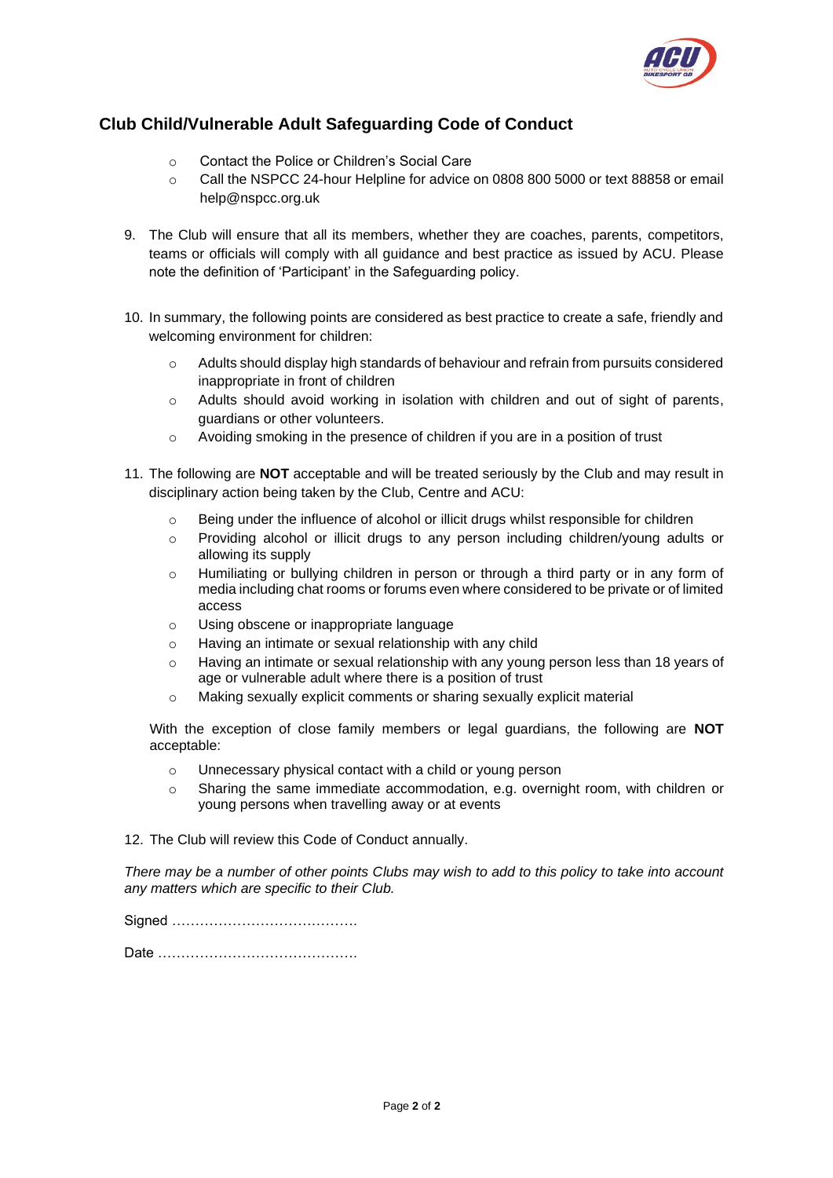## Club Child/Vulnerable Adult Safeguarding Code of Conduct

- Contact the Police or Children's Social Care
- Call the NSPCC 24-hour Helpline for advice on 0808 800 5000 or text 88858 or email help@nspcc.org.uk

9. The Club will ensure that all its members, whether they are coaches, parents, competitors, teams or officials will comply with all guidance and best practice as issued by ACU. Please note the definition of 'Participant' in the Safeguarding policy.

10. In summary, the following points are considered as best practice to create a safe, friendly and welcoming environment for children:

    - Adults should display high standards of behaviour and refrain from pursuits considered inappropriate in front of children
    - Adults should avoid working in isolation with children and out of sight of parents, guardians or other volunteers.
    - Avoiding smoking in the presence of children if you are in a position of trust

11. The following are **NOT** acceptable and will be treated seriously by the Club and may result in disciplinary action being taken by the Club, Centre and ACU:

    - Being under the influence of alcohol or illicit drugs whilst responsible for children
    - Providing alcohol or illicit drugs to any person including children/young adults or allowing its supply
    - Humiliating or bullying children in person or through a third party or in any form of media including chat rooms or forums even where considered to be private or of limited access
    - Using obscene or inappropriate language
    - Having an intimate or sexual relationship with any child
    - Having an intimate or sexual relationship with any young person less than 18 years of age or vulnerable adult where there is a position of trust
    - Making sexually explicit comments or sharing sexually explicit material

    With the exception of close family members or legal guardians, the following are **NOT** acceptable:

    - Unnecessary physical contact with a child or young person
    - Sharing the same immediate accommodation, e.g. overnight room, with children or young persons when travelling away or at events

12. The Club will review this Code of Conduct annually.

*There may be a number of other points Clubs may wish to add to this policy to take into account any matters which are specific to their Club.*

Signed ………………………………….

Date …………………………………….